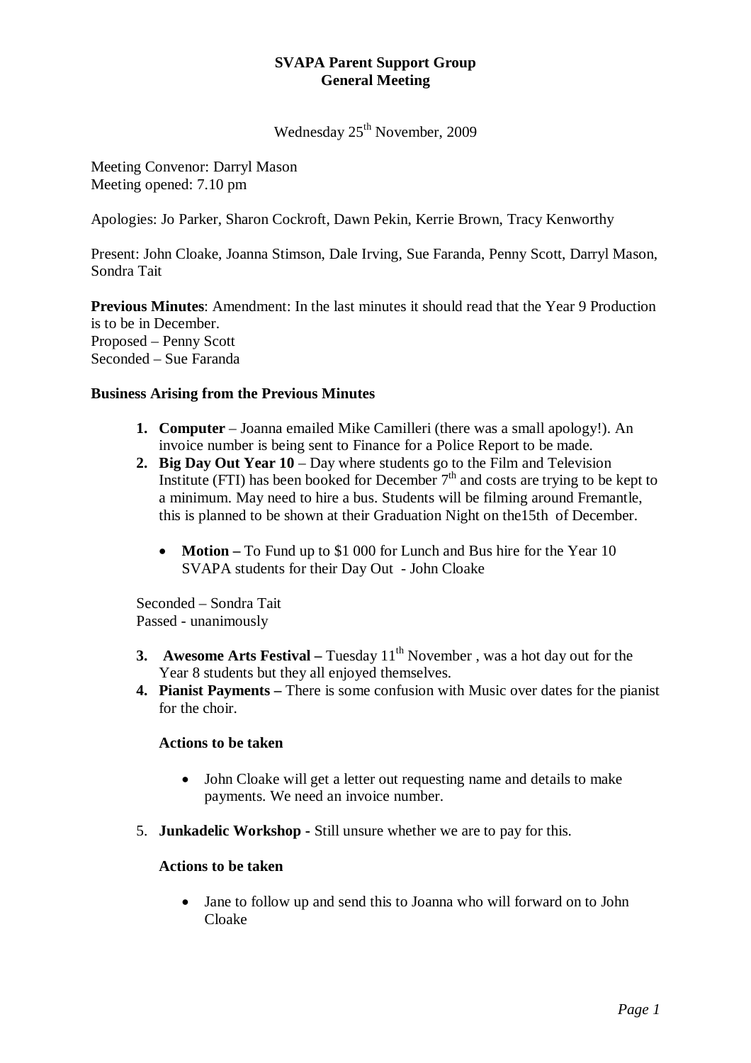**SVAPA Parent Support Group**
**General Meeting**

Wednesday 25th November, 2009

Meeting Convenor: Darryl Mason
Meeting opened: 7.10 pm

Apologies: Jo Parker, Sharon Cockroft, Dawn Pekin, Kerrie Brown, Tracy Kenworthy

Present: John Cloake, Joanna Stimson, Dale Irving, Sue Faranda, Penny Scott, Darryl Mason, Sondra Tait

**Previous Minutes**: Amendment: In the last minutes it should read that the Year 9 Production is to be in December.
Proposed – Penny Scott
Seconded – Sue Faranda

**Business Arising from the Previous Minutes**

1. **Computer** – Joanna emailed Mike Camilleri (there was a small apology!). An invoice number is being sent to Finance for a Police Report to be made.
2. **Big Day Out Year 10** – Day where students go to the Film and Television Institute (FTI) has been booked for December 7th and costs are trying to be kept to a minimum. May need to hire a bus. Students will be filming around Fremantle, this is planned to be shown at their Graduation Night on the15th of December.

    - **Motion –** To Fund up to $1 000 for Lunch and Bus hire for the Year 10 SVAPA students for their Day Out - John Cloake

    Seconded – Sondra Tait
    Passed - unanimously

3. **Awesome Arts Festival –** Tuesday 11th November , was a hot day out for the Year 8 students but they all enjoyed themselves.
4. **Pianist Payments –** There is some confusion with Music over dates for the pianist for the choir.

    **Actions to be taken**

    - John Cloake will get a letter out requesting name and details to make payments. We need an invoice number.

5. **Junkadelic Workshop** - Still unsure whether we are to pay for this.

    **Actions to be taken**

    - Jane to follow up and send this to Joanna who will forward on to John Cloake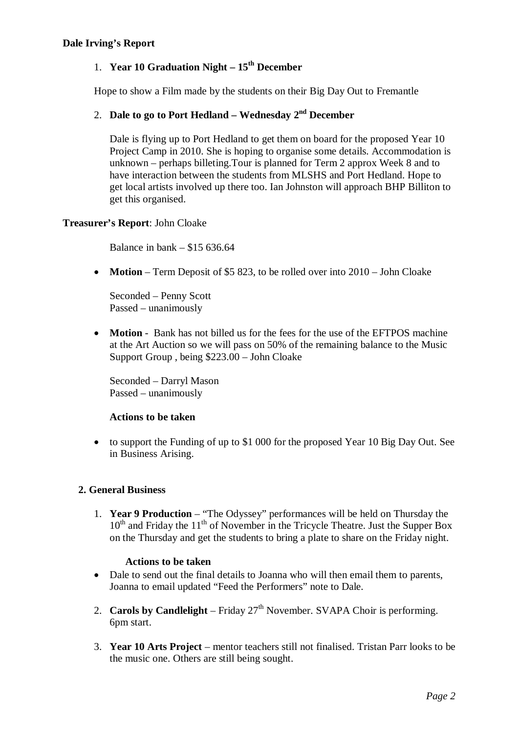**Dale Irving's Report**

1. **Year 10 Graduation Night – 15th December**

   Hope to show a Film made by the students on their Big Day Out to Fremantle

2. **Dale to go to Port Hedland – Wednesday 2nd December**

   Dale is flying up to Port Hedland to get them on board for the proposed Year 10 Project Camp in 2010. She is hoping to organise some details. Accommodation is unknown – perhaps billeting.Tour is planned for Term 2 approx Week 8 and to have interaction between the students from MLSHS and Port Hedland. Hope to get local artists involved up there too. Ian Johnston will approach BHP Billiton to get this organised.

**Treasurer's Report**: John Cloake

Balance in bank – $15 636.64

- **Motion** – Term Deposit of $5 823, to be rolled over into 2010 – John Cloake

  Seconded – Penny Scott
  Passed – unanimously

- **Motion** - Bank has not billed us for the fees for the use of the EFTPOS machine at the Art Auction so we will pass on 50% of the remaining balance to the Music Support Group , being $223.00 – John Cloake

  Seconded – Darryl Mason
  Passed – unanimously

**Actions to be taken**

- to support the Funding of up to $1 000 for the proposed Year 10 Big Day Out. See in Business Arising.

**2. General Business**

1. **Year 9 Production** – "The Odyssey" performances will be held on Thursday the 10th and Friday the 11th of November in the Tricycle Theatre. Just the Supper Box on the Thursday and get the students to bring a plate to share on the Friday night.

   **Actions to be taken**

- Dale to send out the final details to Joanna who will then email them to parents, Joanna to email updated "Feed the Performers" note to Dale.

2. **Carols by Candlelight** – Friday 27th November. SVAPA Choir is performing. 6pm start.

3. **Year 10 Arts Project** – mentor teachers still not finalised. Tristan Parr looks to be the music one. Others are still being sought.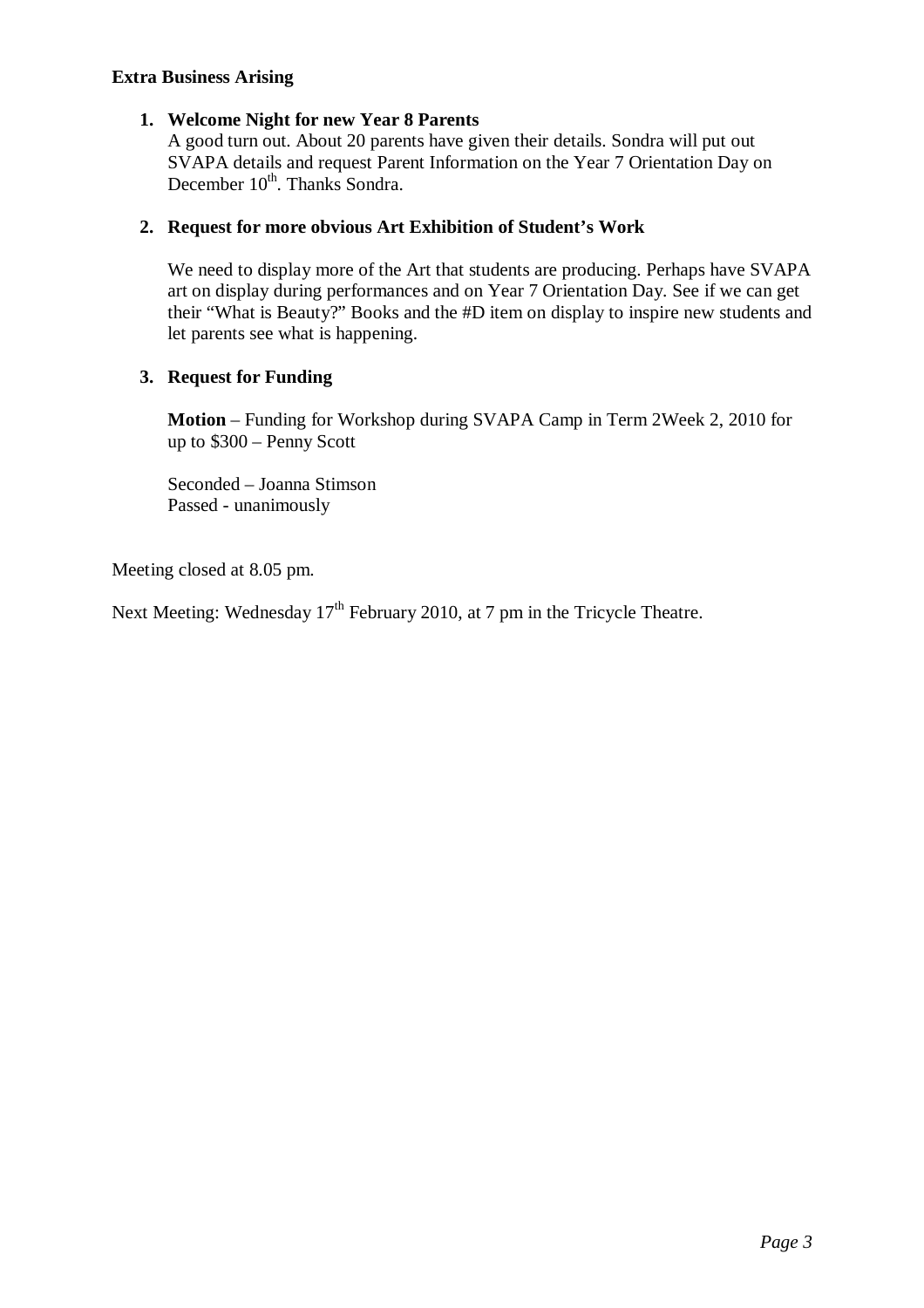**Extra Business Arising**

1. **Welcome Night for new Year 8 Parents**
   A good turn out. About 20 parents have given their details. Sondra will put out SVAPA details and request Parent Information on the Year 7 Orientation Day on December 10th. Thanks Sondra.

2. **Request for more obvious Art Exhibition of Student's Work**

   We need to display more of the Art that students are producing. Perhaps have SVAPA art on display during performances and on Year 7 Orientation Day. See if we can get their "What is Beauty?" Books and the #D item on display to inspire new students and let parents see what is happening.

3. **Request for Funding**

   **Motion** – Funding for Workshop during SVAPA Camp in Term 2Week 2, 2010 for up to $300 – Penny Scott

   Seconded – Joanna Stimson
   Passed - unanimously

Meeting closed at 8.05 pm.

Next Meeting: Wednesday 17th February 2010, at 7 pm in the Tricycle Theatre.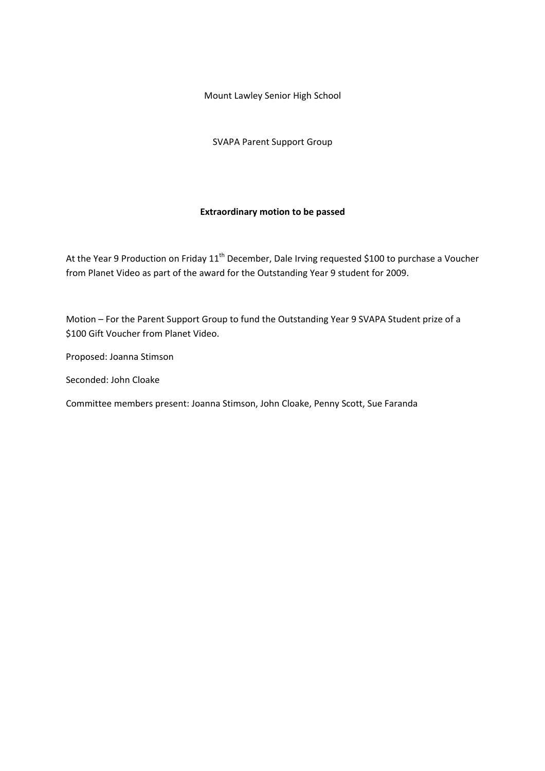Mount Lawley Senior High School

SVAPA Parent Support Group

**Extraordinary motion to be passed**

At the Year 9 Production on Friday 11th December, Dale Irving requested $100 to purchase a Voucher from Planet Video as part of the award for the Outstanding Year 9 student for 2009.

Motion – For the Parent Support Group to fund the Outstanding Year 9 SVAPA Student prize of a $100 Gift Voucher from Planet Video.

Proposed: Joanna Stimson

Seconded: John Cloake

Committee members present: Joanna Stimson, John Cloake, Penny Scott, Sue Faranda